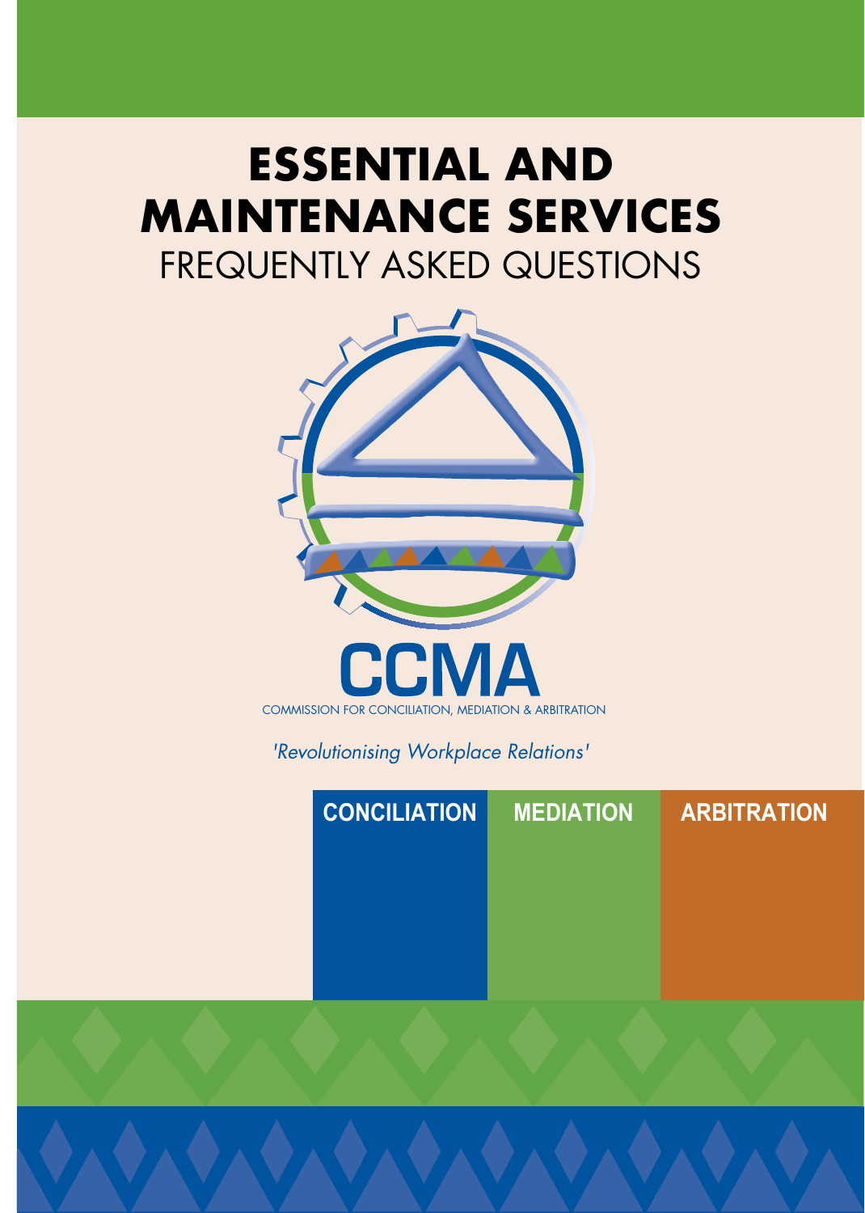# ESSENTIAL AND MAINTENANCE SERVICES

## FREQUENTLY ASKED QUESTIONS

CCMA

COMMISSION FOR CONCILIATION, MEDIATION & ARBITRATION

*'Revolutionising Workplace Relations'*

CONCILIATION MEDIATION ARBITRATION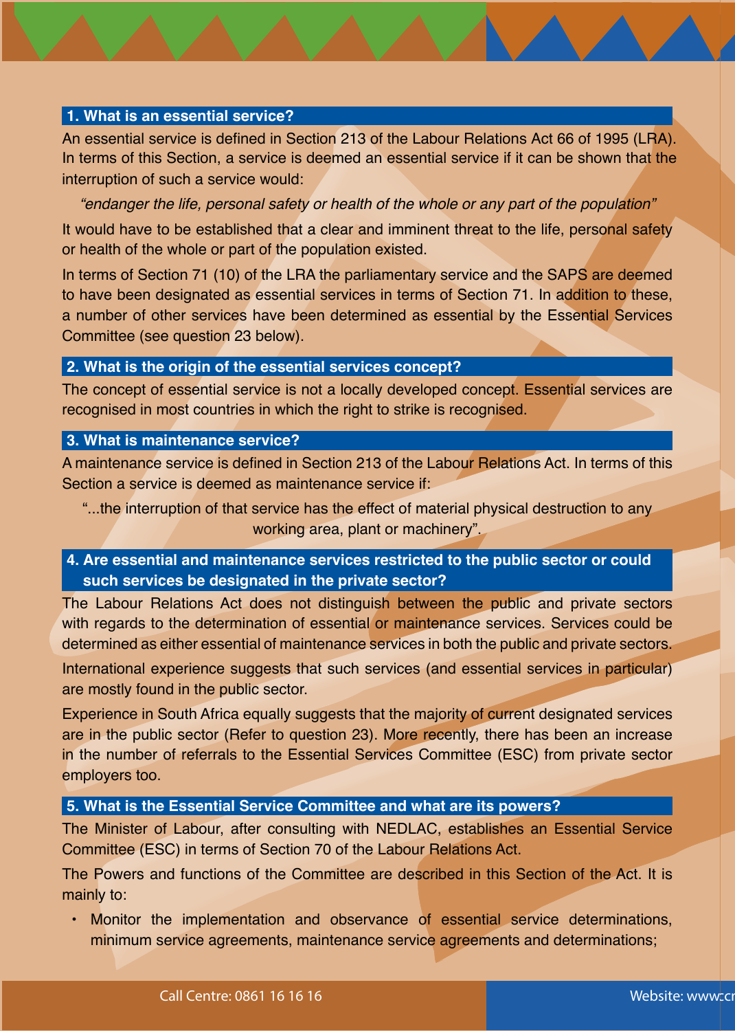## 1. What is an essential service?

An essential service is defined in Section 213 of the Labour Relations Act 66 of 1995 (LRA). In terms of this Section, a service is deemed an essential service if it can be shown that the interruption of such a service would:

*"endanger the life, personal safety or health of the whole or any part of the population"*

It would have to be established that a clear and imminent threat to the life, personal safety or health of the whole or part of the population existed.

In terms of Section 71 (10) of the LRA the parliamentary service and the SAPS are deemed to have been designated as essential services in terms of Section 71. In addition to these, a number of other services have been determined as essential by the Essential Services Committee (see question 23 below).

## 2. What is the origin of the essential services concept?

The concept of essential service is not a locally developed concept. Essential services are recognised in most countries in which the right to strike is recognised.

## 3. What is maintenance service?

A maintenance service is defined in Section 213 of the Labour Relations Act. In terms of this Section a service is deemed as maintenance service if:

"...the interruption of that service has the effect of material physical destruction to any working area, plant or machinery".

## 4. Are essential and maintenance services restricted to the public sector or could such services be designated in the private sector?

The Labour Relations Act does not distinguish between the public and private sectors with regards to the determination of essential or maintenance services. Services could be determined as either essential of maintenance services in both the public and private sectors.

International experience suggests that such services (and essential services in particular) are mostly found in the public sector.

Experience in South Africa equally suggests that the majority of current designated services are in the public sector (Refer to question 23). More recently, there has been an increase in the number of referrals to the Essential Services Committee (ESC) from private sector employers too.

## 5. What is the Essential Service Committee and what are its powers?

The Minister of Labour, after consulting with NEDLAC, establishes an Essential Service Committee (ESC) in terms of Section 70 of the Labour Relations Act.

The Powers and functions of the Committee are described in this Section of the Act. It is mainly to:

- Monitor the implementation and observance of essential service determinations, minimum service agreements, maintenance service agreements and determinations;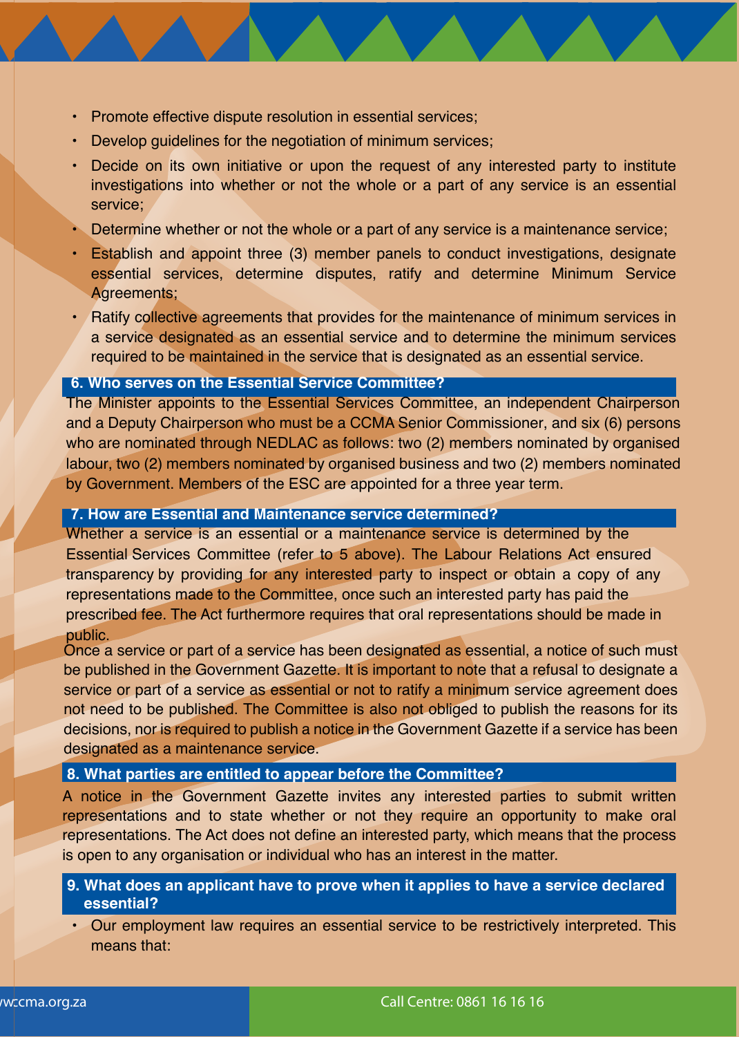- Promote effective dispute resolution in essential services;
- Develop guidelines for the negotiation of minimum services;
- Decide on its own initiative or upon the request of any interested party to institute investigations into whether or not the whole or a part of any service is an essential service;
- Determine whether or not the whole or a part of any service is a maintenance service;
- Establish and appoint three (3) member panels to conduct investigations, designate essential services, determine disputes, ratify and determine Minimum Service Agreements;
- Ratify collective agreements that provides for the maintenance of minimum services in a service designated as an essential service and to determine the minimum services required to be maintained in the service that is designated as an essential service.

## 6. Who serves on the Essential Service Committee?

The Minister appoints to the Essential Services Committee, an independent Chairperson and a Deputy Chairperson who must be a CCMA Senior Commissioner, and six (6) persons who are nominated through NEDLAC as follows: two (2) members nominated by organised labour, two (2) members nominated by organised business and two (2) members nominated by Government. Members of the ESC are appointed for a three year term.

## 7. How are Essential and Maintenance service determined?

Whether a service is an essential or a maintenance service is determined by the Essential Services Committee (refer to 5 above). The Labour Relations Act ensured transparency by providing for any interested party to inspect or obtain a copy of any representations made to the Committee, once such an interested party has paid the prescribed fee. The Act furthermore requires that oral representations should be made in public.

Once a service or part of a service has been designated as essential, a notice of such must be published in the Government Gazette. It is important to note that a refusal to designate a service or part of a service as essential or not to ratify a minimum service agreement does not need to be published. The Committee is also not obliged to publish the reasons for its decisions, nor is required to publish a notice in the Government Gazette if a service has been designated as a maintenance service.

## 8. What parties are entitled to appear before the Committee?

A notice in the Government Gazette invites any interested parties to submit written representations and to state whether or not they require an opportunity to make oral representations. The Act does not define an interested party, which means that the process is open to any organisation or individual who has an interest in the matter.

## 9. What does an applicant have to prove when it applies to have a service declared essential?

- Our employment law requires an essential service to be restrictively interpreted. This means that: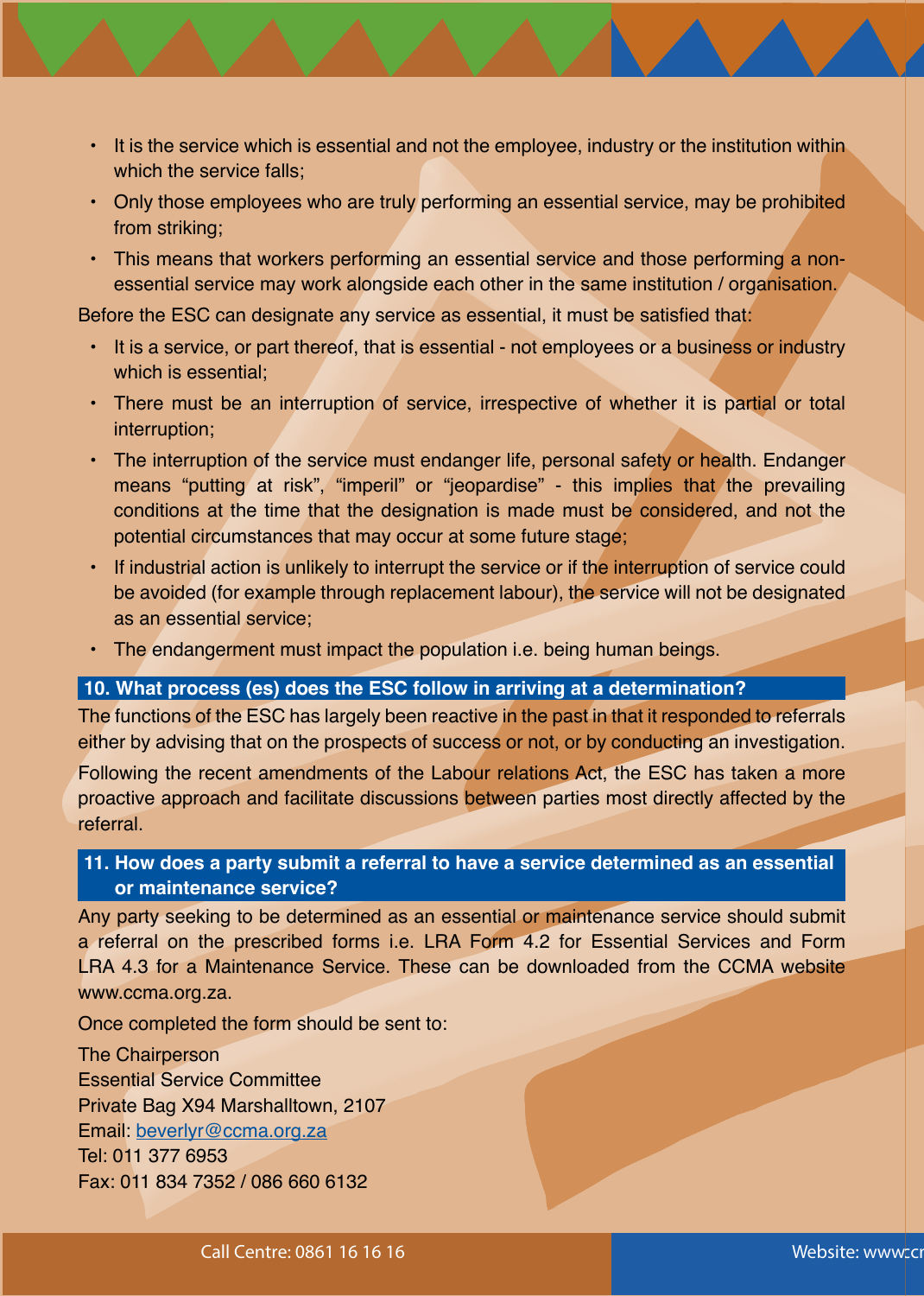- It is the service which is essential and not the employee, industry or the institution within which the service falls;
- Only those employees who are truly performing an essential service, may be prohibited from striking;
- This means that workers performing an essential service and those performing a non-essential service may work alongside each other in the same institution / organisation.

Before the ESC can designate any service as essential, it must be satisfied that:

- It is a service, or part thereof, that is essential - not employees or a business or industry which is essential;
- There must be an interruption of service, irrespective of whether it is partial or total interruption;
- The interruption of the service must endanger life, personal safety or health. Endanger means "putting at risk", "imperil" or "jeopardise" - this implies that the prevailing conditions at the time that the designation is made must be considered, and not the potential circumstances that may occur at some future stage;
- If industrial action is unlikely to interrupt the service or if the interruption of service could be avoided (for example through replacement labour), the service will not be designated as an essential service;
- The endangerment must impact the population i.e. being human beings.

## 10. What process (es) does the ESC follow in arriving at a determination?

The functions of the ESC has largely been reactive in the past in that it responded to referrals either by advising that on the prospects of success or not, or by conducting an investigation.

Following the recent amendments of the Labour relations Act, the ESC has taken a more proactive approach and facilitate discussions between parties most directly affected by the referral.

## 11. How does a party submit a referral to have a service determined as an essential or maintenance service?

Any party seeking to be determined as an essential or maintenance service should submit a referral on the prescribed forms i.e. LRA Form 4.2 for Essential Services and Form LRA 4.3 for a Maintenance Service. These can be downloaded from the CCMA website www.ccma.org.za.

Once completed the form should be sent to:

The Chairperson
Essential Service Committee
Private Bag X94 Marshalltown, 2107
Email: beverlyr@ccma.org.za
Tel: 011 377 6953
Fax: 011 834 7352 / 086 660 6132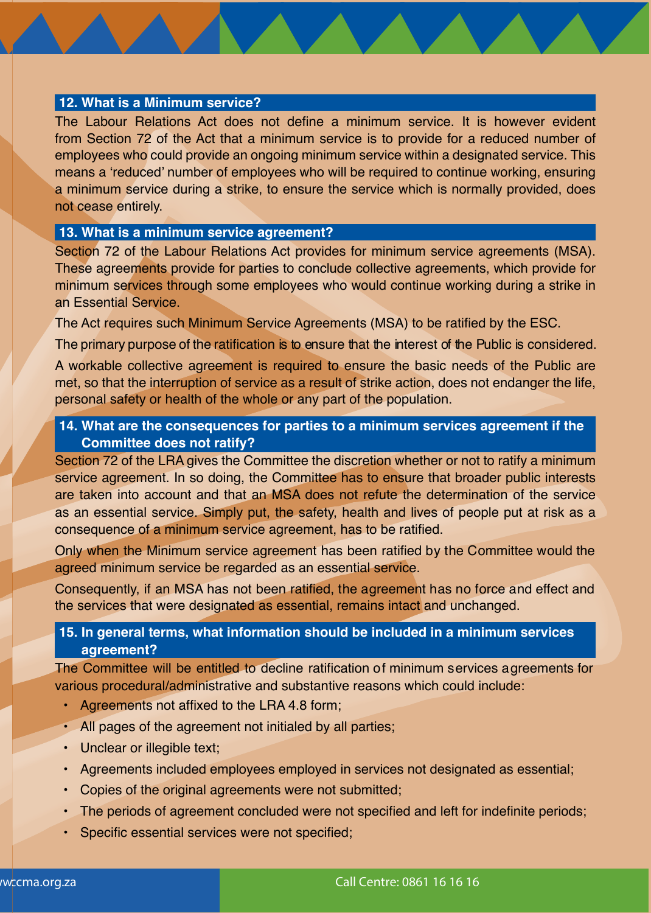## 12. What is a Minimum service?

The Labour Relations Act does not define a minimum service. It is however evident from Section 72 of the Act that a minimum service is to provide for a reduced number of employees who could provide an ongoing minimum service within a designated service. This means a 'reduced' number of employees who will be required to continue working, ensuring a minimum service during a strike, to ensure the service which is normally provided, does not cease entirely.

## 13. What is a minimum service agreement?

Section 72 of the Labour Relations Act provides for minimum service agreements (MSA). These agreements provide for parties to conclude collective agreements, which provide for minimum services through some employees who would continue working during a strike in an Essential Service.

The Act requires such Minimum Service Agreements (MSA) to be ratified by the ESC.

The primary purpose of the ratification is to ensure that the interest of the Public is considered.

A workable collective agreement is required to ensure the basic needs of the Public are met, so that the interruption of service as a result of strike action, does not endanger the life, personal safety or health of the whole or any part of the population.

## 14. What are the consequences for parties to a minimum services agreement if the Committee does not ratify?

Section 72 of the LRA gives the Committee the discretion whether or not to ratify a minimum service agreement. In so doing, the Committee has to ensure that broader public interests are taken into account and that an MSA does not refute the determination of the service as an essential service. Simply put, the safety, health and lives of people put at risk as a consequence of a minimum service agreement, has to be ratified.

Only when the Minimum service agreement has been ratified by the Committee would the agreed minimum service be regarded as an essential service.

Consequently, if an MSA has not been ratified, the agreement has no force and effect and the services that were designated as essential, remains intact and unchanged.

## 15. In general terms, what information should be included in a minimum services agreement?

The Committee will be entitled to decline ratification of minimum services agreements for various procedural/administrative and substantive reasons which could include:

- Agreements not affixed to the LRA 4.8 form;
- All pages of the agreement not initialed by all parties;
- Unclear or illegible text;
- Agreements included employees employed in services not designated as essential;
- Copies of the original agreements were not submitted;
- The periods of agreement concluded were not specified and left for indefinite periods;
- Specific essential services were not specified;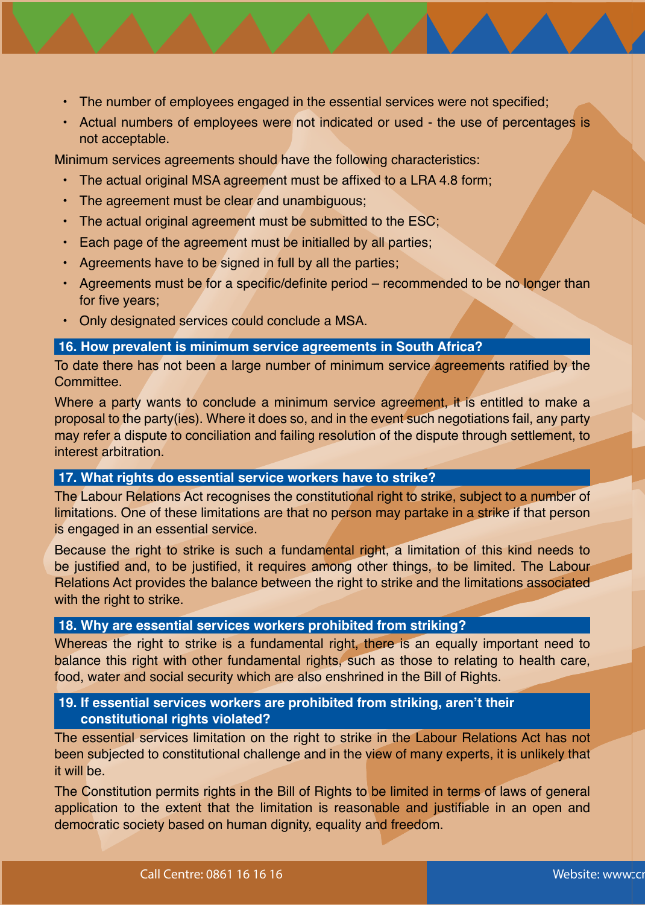- The number of employees engaged in the essential services were not specified;
- Actual numbers of employees were not indicated or used - the use of percentages is not acceptable.

Minimum services agreements should have the following characteristics:

- The actual original MSA agreement must be affixed to a LRA 4.8 form;
- The agreement must be clear and unambiguous;
- The actual original agreement must be submitted to the ESC;
- Each page of the agreement must be initialled by all parties;
- Agreements have to be signed in full by all the parties;
- Agreements must be for a specific/definite period – recommended to be no longer than for five years;
- Only designated services could conclude a MSA.

### 16. How prevalent is minimum service agreements in South Africa?

To date there has not been a large number of minimum service agreements ratified by the Committee.

Where a party wants to conclude a minimum service agreement, it is entitled to make a proposal to the party(ies). Where it does so, and in the event such negotiations fail, any party may refer a dispute to conciliation and failing resolution of the dispute through settlement, to interest arbitration.

### 17. What rights do essential service workers have to strike?

The Labour Relations Act recognises the constitutional right to strike, subject to a number of limitations. One of these limitations are that no person may partake in a strike if that person is engaged in an essential service.

Because the right to strike is such a fundamental right, a limitation of this kind needs to be justified and, to be justified, it requires among other things, to be limited. The Labour Relations Act provides the balance between the right to strike and the limitations associated with the right to strike.

### 18. Why are essential services workers prohibited from striking?

Whereas the right to strike is a fundamental right, there is an equally important need to balance this right with other fundamental rights, such as those to relating to health care, food, water and social security which are also enshrined in the Bill of Rights.

### 19. If essential services workers are prohibited from striking, aren't their constitutional rights violated?

The essential services limitation on the right to strike in the Labour Relations Act has not been subjected to constitutional challenge and in the view of many experts, it is unlikely that it will be.

The Constitution permits rights in the Bill of Rights to be limited in terms of laws of general application to the extent that the limitation is reasonable and justifiable in an open and democratic society based on human dignity, equality and freedom.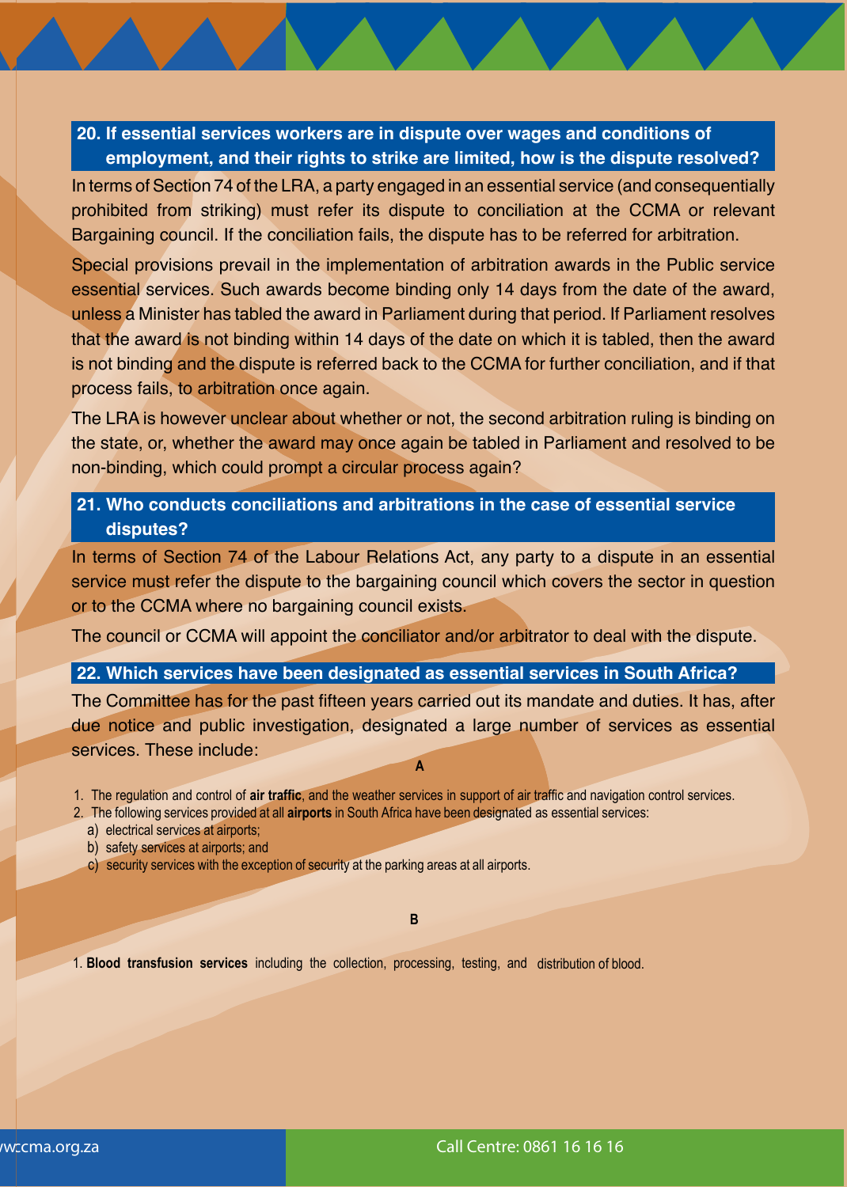## 20. If essential services workers are in dispute over wages and conditions of employment, and their rights to strike are limited, how is the dispute resolved?

In terms of Section 74 of the LRA, a party engaged in an essential service (and consequentially prohibited from striking) must refer its dispute to conciliation at the CCMA or relevant Bargaining council. If the conciliation fails, the dispute has to be referred for arbitration.

Special provisions prevail in the implementation of arbitration awards in the Public service essential services. Such awards become binding only 14 days from the date of the award, unless a Minister has tabled the award in Parliament during that period. If Parliament resolves that the award is not binding within 14 days of the date on which it is tabled, then the award is not binding and the dispute is referred back to the CCMA for further conciliation, and if that process fails, to arbitration once again.

The LRA is however unclear about whether or not, the second arbitration ruling is binding on the state, or, whether the award may once again be tabled in Parliament and resolved to be non-binding, which could prompt a circular process again?

## 21. Who conducts conciliations and arbitrations in the case of essential service disputes?

In terms of Section 74 of the Labour Relations Act, any party to a dispute in an essential service must refer the dispute to the bargaining council which covers the sector in question or to the CCMA where no bargaining council exists.

The council or CCMA will appoint the conciliator and/or arbitrator to deal with the dispute.

## 22. Which services have been designated as essential services in South Africa?

The Committee has for the past fifteen years carried out its mandate and duties. It has, after due notice and public investigation, designated a large number of services as essential services. These include:

**A**

1. The regulation and control of **air traffic**, and the weather services in support of air traffic and navigation control services.
2. The following services provided at all **airports** in South Africa have been designated as essential services:
   a) electrical services at airports;
   b) safety services at airports; and
   c) security services with the exception of security at the parking areas at all airports.

**B**

1. **Blood transfusion services** including the collection, processing, testing, and distribution of blood.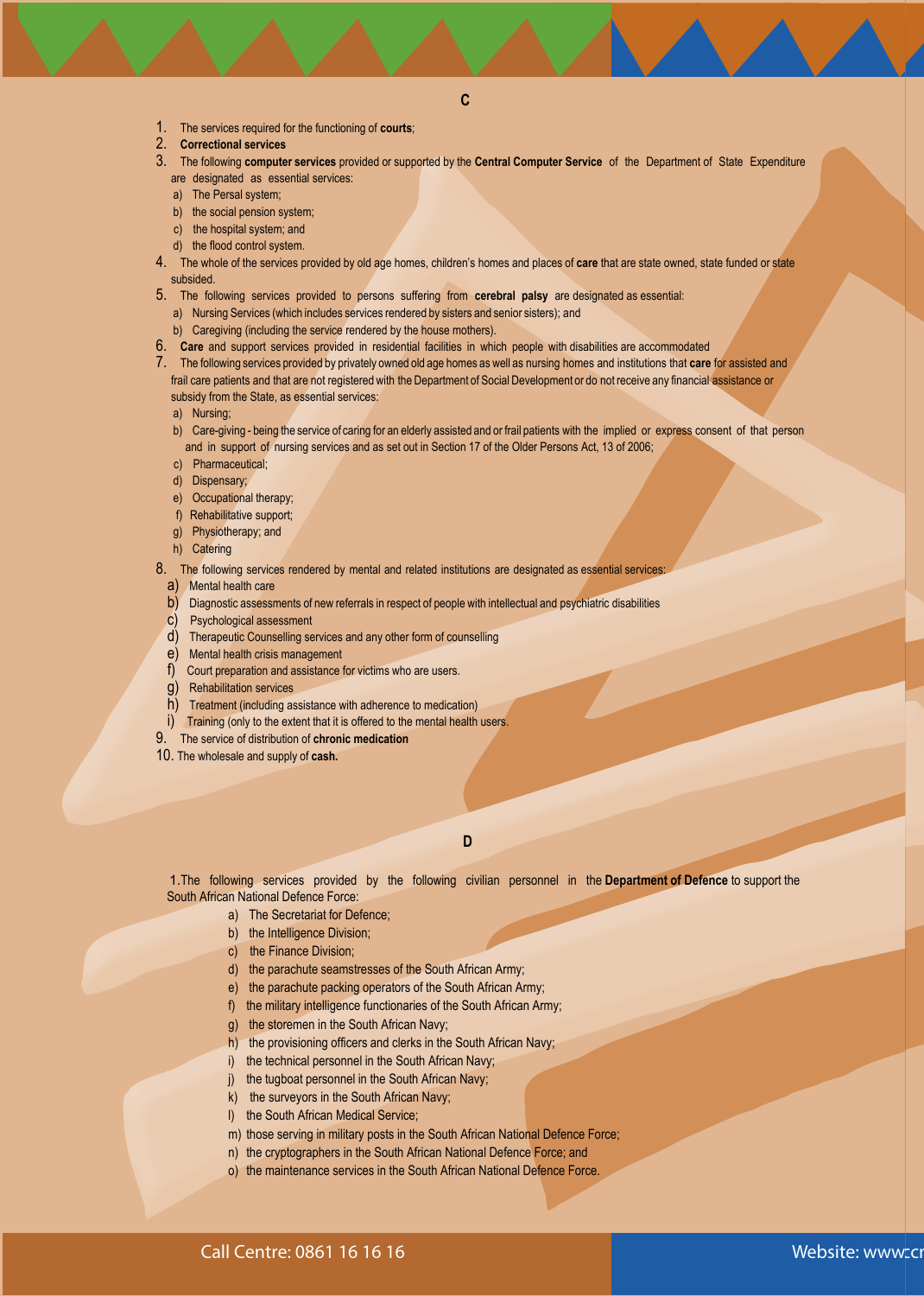## C

1. The services required for the functioning of **courts**;
2. **Correctional services**
3. The following **computer services** provided or supported by the **Central Computer Service** of the Department of State Expenditure are designated as essential services:
   a) The Persal system;
   b) the social pension system;
   c) the hospital system; and
   d) the flood control system.
4. The whole of the services provided by old age homes, children's homes and places of **care** that are state owned, state funded or state subsided.
5. The following services provided to persons suffering from **cerebral palsy** are designated as essential:
   a) Nursing Services (which includes services rendered by sisters and senior sisters); and
   b) Caregiving (including the service rendered by the house mothers).
6. **Care** and support services provided in residential facilities in which people with disabilities are accommodated
7. The following services provided by privately owned old age homes as well as nursing homes and institutions that **care** for assisted and frail care patients and that are not registered with the Department of Social Development or do not receive any financial assistance or subsidy from the State, as essential services:
   a) Nursing;
   b) Care-giving - being the service of caring for an elderly assisted and or frail patients with the implied or express consent of that person and in support of nursing services and as set out in Section 17 of the Older Persons Act, 13 of 2006;
   c) Pharmaceutical;
   d) Dispensary;
   e) Occupational therapy;
   f) Rehabilitative support;
   g) Physiotherapy; and
   h) Catering
8. The following services rendered by mental and related institutions are designated as essential services:
   a) Mental health care
   b) Diagnostic assessments of new referrals in respect of people with intellectual and psychiatric disabilities
   c) Psychological assessment
   d) Therapeutic Counselling services and any other form of counselling
   e) Mental health crisis management
   f) Court preparation and assistance for victims who are users.
   g) Rehabilitation services
   h) Treatment (including assistance with adherence to medication)
   i) Training (only to the extent that it is offered to the mental health users.
9. The service of distribution of **chronic medication**
10. The wholesale and supply of **cash.**

## D

1. The following services provided by the following civilian personnel in the **Department of Defence** to support the South African National Defence Force:
   a) The Secretariat for Defence;
   b) the Intelligence Division;
   c) the Finance Division;
   d) the parachute seamstresses of the South African Army;
   e) the parachute packing operators of the South African Army;
   f) the military intelligence functionaries of the South African Army;
   g) the storemen in the South African Navy;
   h) the provisioning officers and clerks in the South African Navy;
   i) the technical personnel in the South African Navy;
   j) the tugboat personnel in the South African Navy;
   k) the surveyors in the South African Navy;
   l) the South African Medical Service;
   m) those serving in military posts in the South African National Defence Force;
   n) the cryptographers in the South African National Defence Force; and
   o) the maintenance services in the South African National Defence Force.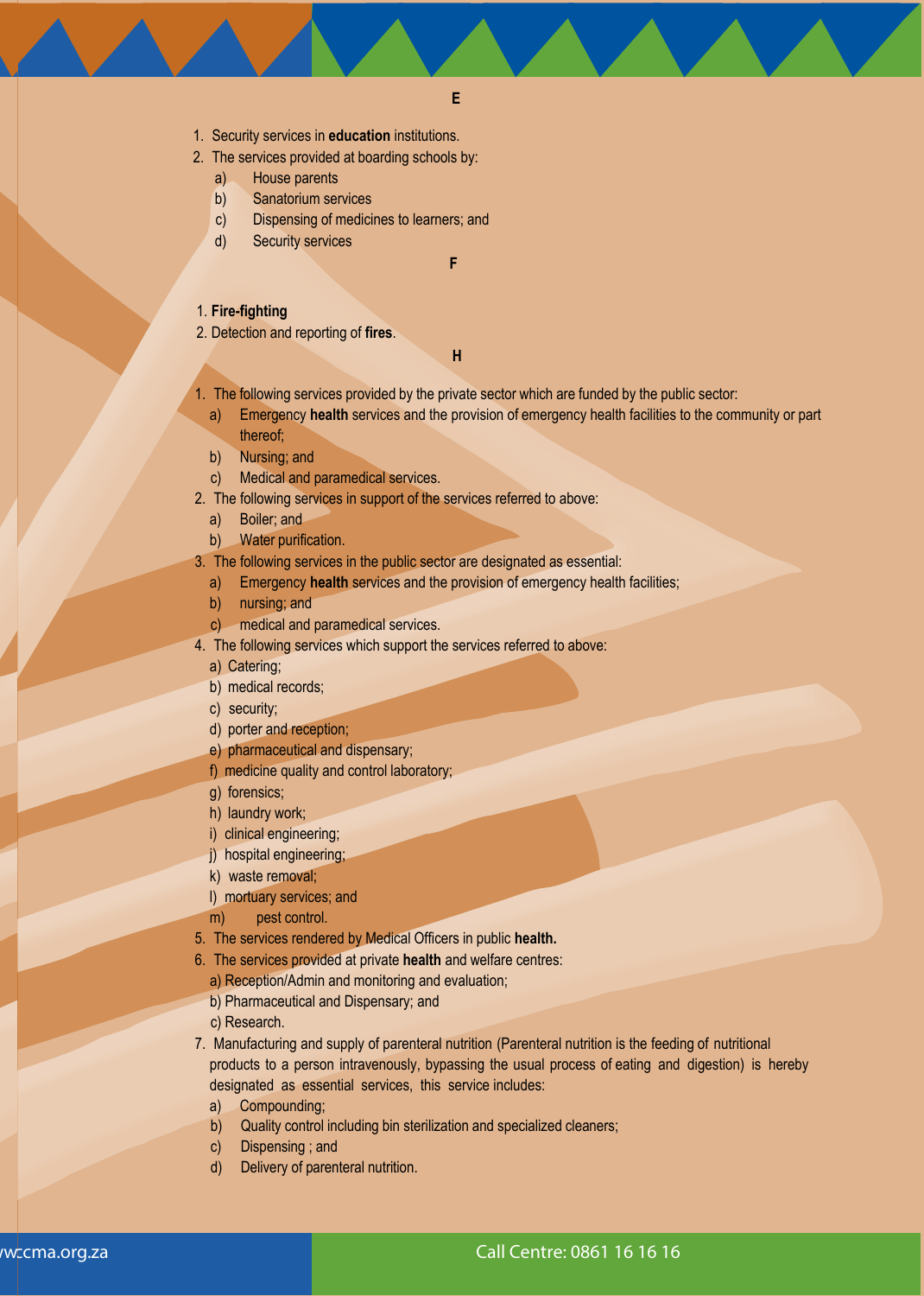## E

1. Security services in **education** institutions.
2. The services provided at boarding schools by:
   a) House parents
   b) Sanatorium services
   c) Dispensing of medicines to learners; and
   d) Security services

## F

1. **Fire-fighting**
2. Detection and reporting of **fires**.

## H

1. The following services provided by the private sector which are funded by the public sector:
   a) Emergency **health** services and the provision of emergency health facilities to the community or part thereof;
   b) Nursing; and
   c) Medical and paramedical services.
2. The following services in support of the services referred to above:
   a) Boiler; and
   b) Water purification.
3. The following services in the public sector are designated as essential:
   a) Emergency **health** services and the provision of emergency health facilities;
   b) nursing; and
   c) medical and paramedical services.
4. The following services which support the services referred to above:
   a) Catering;
   b) medical records;
   c) security;
   d) porter and reception;
   e) pharmaceutical and dispensary;
   f) medicine quality and control laboratory;
   g) forensics;
   h) laundry work;
   i) clinical engineering;
   j) hospital engineering;
   k) waste removal;
   l) mortuary services; and
   m) pest control.
5. The services rendered by Medical Officers in public **health.**
6. The services provided at private **health** and welfare centres:
   a) Reception/Admin and monitoring and evaluation;
   b) Pharmaceutical and Dispensary; and
   c) Research.
7. Manufacturing and supply of parenteral nutrition (Parenteral nutrition is the feeding of nutritional products to a person intravenously, bypassing the usual process of eating and digestion) is hereby designated as essential services, this service includes:
   a) Compounding;
   b) Quality control including bin sterilization and specialized cleaners;
   c) Dispensing ; and
   d) Delivery of parenteral nutrition.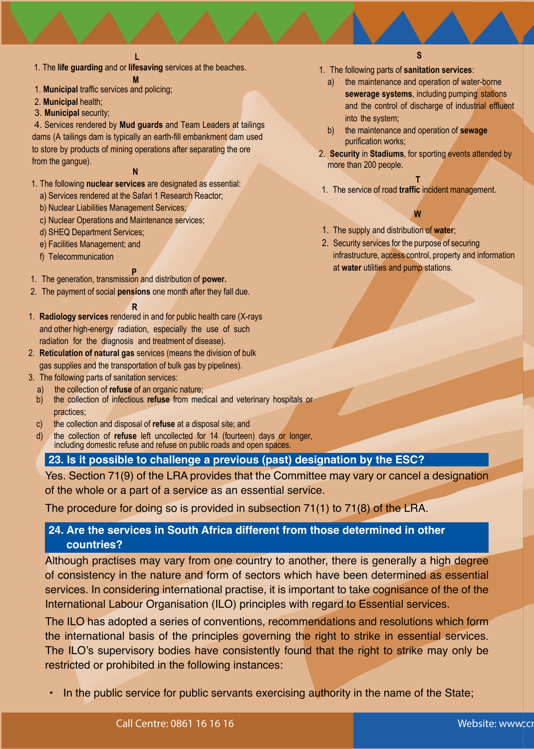**L**

1. The **life guarding** and or **lifesaving** services at the beaches.

**M**

1. **Municipal** traffic services and policing;
2. **Municipal** health;
3. **Municipal** security;
4. Services rendered by **Mud guards** and Team Leaders at tailings dams (A tailings dam is typically an earth-fill embankment dam used to store by products of mining operations after separating the ore from the gangue).

**N**

1. The following **nuclear services** are designated as essential:
   a) Services rendered at the Safari 1 Research Reactor;
   b) Nuclear Liabilities Management Services;
   c) Nuclear Operations and Maintenance services;
   d) SHEQ Department Services;
   e) Facilities Management; and
   f) Telecommunication

**P**

1. The generation, transmission and distribution of **power.**
2. The payment of social **pensions** one month after they fall due.

**R**

1. **Radiology services** rendered in and for public health care (X-rays and other high-energy radiation, especially the use of such radiation for the diagnosis and treatment of disease).
2. **Reticulation of natural gas** services (means the division of bulk gas supplies and the transportation of bulk gas by pipelines).
3. The following parts of sanitation services:
   a) the collection of **refuse** of an organic nature;
   b) the collection of infectious **refuse** from medical and veterinary hospitals or practices;
   c) the collection and disposal of **refuse** at a disposal site; and
   d) the collection of **refuse** left uncollected for 14 (fourteen) days or longer, including domestic refuse and refuse on public roads and open spaces.

**S**

1. The following parts of **sanitation services**:
   a) the maintenance and operation of water-borne **sewerage systems**, including pumping stations and the control of discharge of industrial effluent into the system;
   b) the maintenance and operation of **sewage** purification works;
2. **Security** in **Stadiums**, for sporting events attended by more than 200 people.

**T**

1. The service of road **traffic** incident management.

**W**

1. The supply and distribution of **water**;
2. Security services for the purpose of securing infrastructure, access control, property and information at **water** utilities and pump stations.

## 23. Is it possible to challenge a previous (past) designation by the ESC?

Yes. Section 71(9) of the LRA provides that the Committee may vary or cancel a designation of the whole or a part of a service as an essential service.

The procedure for doing so is provided in subsection 71(1) to 71(8) of the LRA.

## 24. Are the services in South Africa different from those determined in other countries?

Although practises may vary from one country to another, there is generally a high degree of consistency in the nature and form of sectors which have been determined as essential services. In considering international practise, it is important to take cognisance of the of the International Labour Organisation (ILO) principles with regard to Essential services.

The ILO has adopted a series of conventions, recommendations and resolutions which form the international basis of the principles governing the right to strike in essential services. The ILO's supervisory bodies have consistently found that the right to strike may only be restricted or prohibited in the following instances:

- In the public service for public servants exercising authority in the name of the State;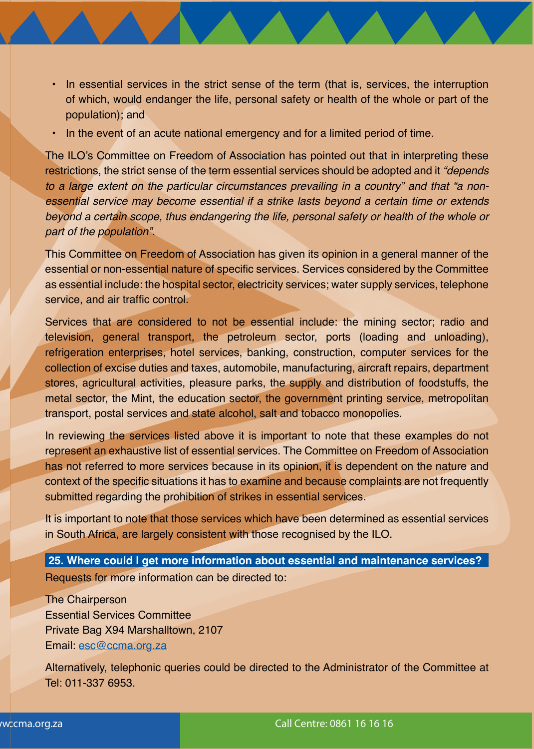- In essential services in the strict sense of the term (that is, services, the interruption of which, would endanger the life, personal safety or health of the whole or part of the population); and
- In the event of an acute national emergency and for a limited period of time.

The ILO's Committee on Freedom of Association has pointed out that in interpreting these restrictions, the strict sense of the term essential services should be adopted and it *"depends to a large extent on the particular circumstances prevailing in a country"* and that *"a non-essential service may become essential if a strike lasts beyond a certain time or extends beyond a certain scope, thus endangering the life, personal safety or health of the whole or part of the population"*.

This Committee on Freedom of Association has given its opinion in a general manner of the essential or non-essential nature of specific services. Services considered by the Committee as essential include: the hospital sector, electricity services; water supply services, telephone service, and air traffic control.

Services that are considered to not be essential include: the mining sector; radio and television, general transport, the petroleum sector, ports (loading and unloading), refrigeration enterprises, hotel services, banking, construction, computer services for the collection of excise duties and taxes, automobile, manufacturing, aircraft repairs, department stores, agricultural activities, pleasure parks, the supply and distribution of foodstuffs, the metal sector, the Mint, the education sector, the government printing service, metropolitan transport, postal services and state alcohol, salt and tobacco monopolies.

In reviewing the services listed above it is important to note that these examples do not represent an exhaustive list of essential services. The Committee on Freedom of Association has not referred to more services because in its opinion, it is dependent on the nature and context of the specific situations it has to examine and because complaints are not frequently submitted regarding the prohibition of strikes in essential services.

It is important to note that those services which have been determined as essential services in South Africa, are largely consistent with those recognised by the ILO.

## 25. Where could I get more information about essential and maintenance services?

Requests for more information can be directed to:

The Chairperson
Essential Services Committee
Private Bag X94 Marshalltown, 2107
Email: esc@ccma.org.za

Alternatively, telephonic queries could be directed to the Administrator of the Committee at Tel: 011-337 6953.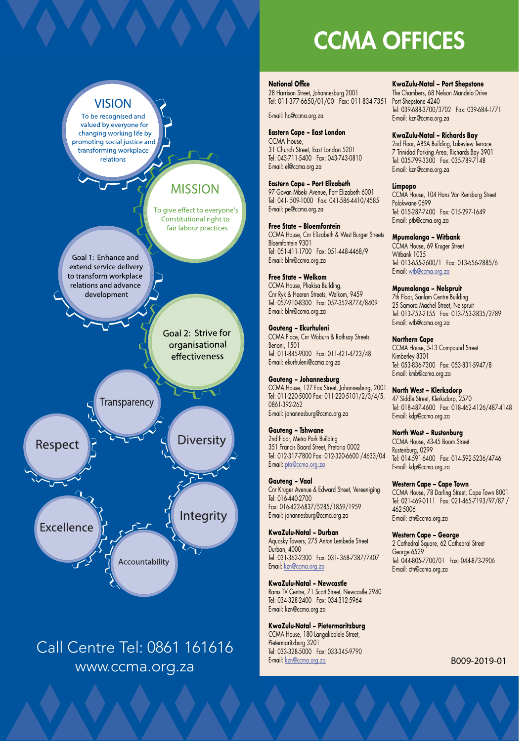## VISION

To be recognised and valued by everyone for changing working life by promoting social justice and transforming workplace relations

## MISSION

To give effect to everyone's Constitutional right to fair labour practices

Goal 1: Enhance and extend service delivery to transform workplace relations and advance development

Goal 2: Strive for organisational effectiveness

Transparency

Respect

Diversity

Excellence

Integrity

Accountability

Call Centre Tel: 0861 161616
www.ccma.org.za

# CCMA OFFICES

**National Office**
28 Harrison Street, Johannesburg 2001
Tel: 011-377-6650/01/00 Fax: 011-834-7351
E-mail: ho@ccma.org.za

**Eastern Cape – East London**
CCMA House,
31 Church Street, East London 5201
Tel: 043-711-5400 Fax: 043-743-0810
E-mail: el@ccma.org.za

**Eastern Cape – Port Elizabeth**
97 Govan Mbeki Avenue, Port Elizabeth 6001
Tel: 041- 509-1000 Fax: 041-586-4410/4585
E-mail: pe@ccma.org.za

**Free State – Bloemfontein**
CCMA House, Cnr Elizabeth & West Burger Streets
Bloemfontein 9301
Tel: 051-411-1700 Fax: 051-448-4468/9
E-mail: blm@ccma.org.za

**Free State – Welkom**
CCMA House, Phakisa Building,
Cnr Ryk & Heeren Streets, Welkom, 9459
Tel: 057-910-8300 Fax: 057-352-8774/8409
E-mail: blm@ccma.org.za

**Gauteng – Ekurhuleni**
CCMA Place, Cnr Woburn & Rothsay Streets
Benoni, 1501
Tel: 011-845-9000 Fax: 011-421-4723/48
E-mail: ekurhuleni@ccma.org.za

**Gauteng – Johannesburg**
CCMA House, 127 Fox Street, Johannesburg, 2001
Tel: 011-220-5000 Fax: 011-220-5101/2/3/4/5,
0861-392-262
E-mail: johannesburg@ccma.org.za

**Gauteng – Tshwane**
2nd Floor, Metro Park Building
351 Francis Baard Street, Pretoria 0002
Tel: 012-317-7800 Fax: 012-320-6600 /4633/04
E-mail: pta@ccma.org.za

**Gauteng – Vaal**
Cnr Kruger Avenue & Edward Street, Vereeniging
Tel: 016-440-2700
Fax: 016-422-6837/5285/1859/1959
E-mail: johannesburg@ccma.org.za

**KwaZulu-Natal – Durban**
Aquasky Towers, 275 Anton Lembede Street
Durban, 4000
Tel: 031-362-2300 Fax: 031- 368-7387/7407
E-mail: kzn@ccma.org.za

**KwaZulu-Natal – Newcastle**
Rams TV Centre, 71 Scott Street, Newcastle 2940
Tel: 034-328-2400 Fax: 034-312-5964
E-mail: kzn@ccma.org.za

**KwaZulu-Natal – Pietermaritzburg**
CCMA House, 180 Langalibalele Street,
Pietermaritzburg 3201
Tel: 033-328-5000 Fax: 033-345-9790
E-mail: kzn@ccma.org.za

**KwaZulu-Natal – Port Shepstone**
The Chambers, 68 Nelson Mandela Drive
Port Shepstone 4240
Tel: 039-688-3700/3702 Fax: 039-684-1771
E-mail: kzn@ccma.org.za

**KwaZulu-Natal – Richards Bay**
2nd Floor, ABSA Building, Lakeview Terrace
7 Trinidad Parking Area, Richards Bay 3901
Tel: 035-799-3300 Fax: 035-789-7148
E-mail: kzn@ccma.org.za

**Limpopo**
CCMA House, 104 Hans Van Rensburg Street
Polokwane 0699
Tel: 015-287-7400 Fax: 015-297-1649
E-mail: ptb@ccma.org.za

**Mpumalanga – Witbank**
CCMA House, 69 Kruger Street
Witbank 1035
Tel: 013-655-2600/1 Fax: 013-656-2885/6
E-mail: wtb@ccma.org.za

**Mpumalanga – Nelspruit**
7th Floor, Sanlam Centre Building
25 Samora Machel Street, Nelspruit
Tel: 013-752-2155 Fax: 013-753-3835/2789
E-mail: wtb@ccma.org.za

**Northern Cape**
CCMA House, 5-13 Compound Street
Kimberley 8301
Tel: 053-836-7300 Fax: 053-831-5947/8
E-mail: kmb@ccma.org.za

**North West – Klerksdorp**
47 Siddle Street, Klerksdorp, 2570
Tel: 018-487-4600 Fax: 018-462-4126/487-4148
E-mail: kdp@ccma.org.za

**North West – Rustenburg**
CCMA House, 43-45 Boom Street
Rustenburg, 0299
Tel: 014-591-6400 Fax: 014-592-5236/4746
E-mail: kdp@ccma.org.za

**Western Cape – Cape Town**
CCMA House, 78 Darling Street, Cape Town 8001
Tel: 021-469-0111 Fax: 021-465-7193/97/87 /
462-5006
E-mail: ctn@ccma.org.za

**Western Cape – George**
2 Cathedral Square, 62 Cathedral Street
George 6529
Tel: 044-805-7700/01 Fax: 044-873-2906
E-mail: ctn@ccma.org.za

B009-2019-01